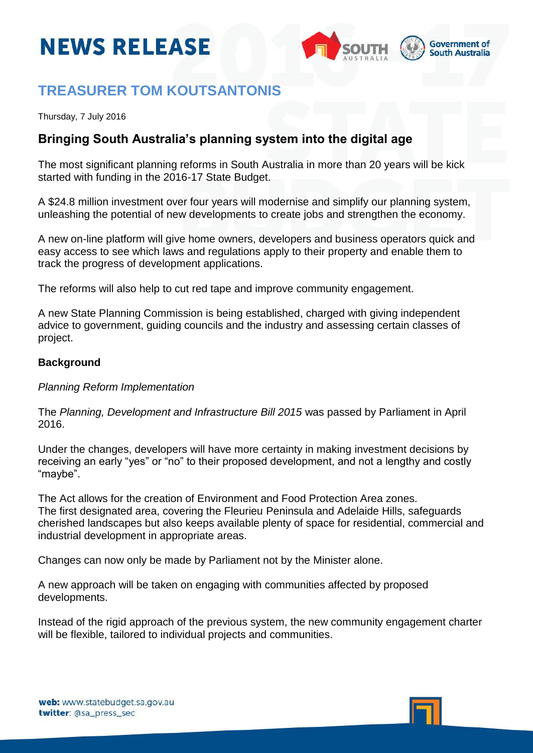# NEWS RELEASE

## TREASURER TOM KOUTSANTONIS

Thursday, 7 July 2016

### Bringing South Australia's planning system into the digital age

The most significant planning reforms in South Australia in more than 20 years will be kick started with funding in the 2016-17 State Budget.

A $24.8 million investment over four years will modernise and simplify our planning system, unleashing the potential of new developments to create jobs and strengthen the economy.

A new on-line platform will give home owners, developers and business operators quick and easy access to see which laws and regulations apply to their property and enable them to track the progress of development applications.

The reforms will also help to cut red tape and improve community engagement.

A new State Planning Commission is being established, charged with giving independent advice to government, guiding councils and the industry and assessing certain classes of project.

**Background**

*Planning Reform Implementation*

The *Planning, Development and Infrastructure Bill 2015* was passed by Parliament in April 2016.

Under the changes, developers will have more certainty in making investment decisions by receiving an early "yes" or "no" to their proposed development, and not a lengthy and costly "maybe".

The Act allows for the creation of Environment and Food Protection Area zones.
The first designated area, covering the Fleurieu Peninsula and Adelaide Hills, safeguards cherished landscapes but also keeps available plenty of space for residential, commercial and industrial development in appropriate areas.

Changes can now only be made by Parliament not by the Minister alone.

A new approach will be taken on engaging with communities affected by proposed developments.

Instead of the rigid approach of the previous system, the new community engagement charter will be flexible, tailored to individual projects and communities.

**web:** www.statebudget.sa.gov.au
**twitter**: @sa_press_sec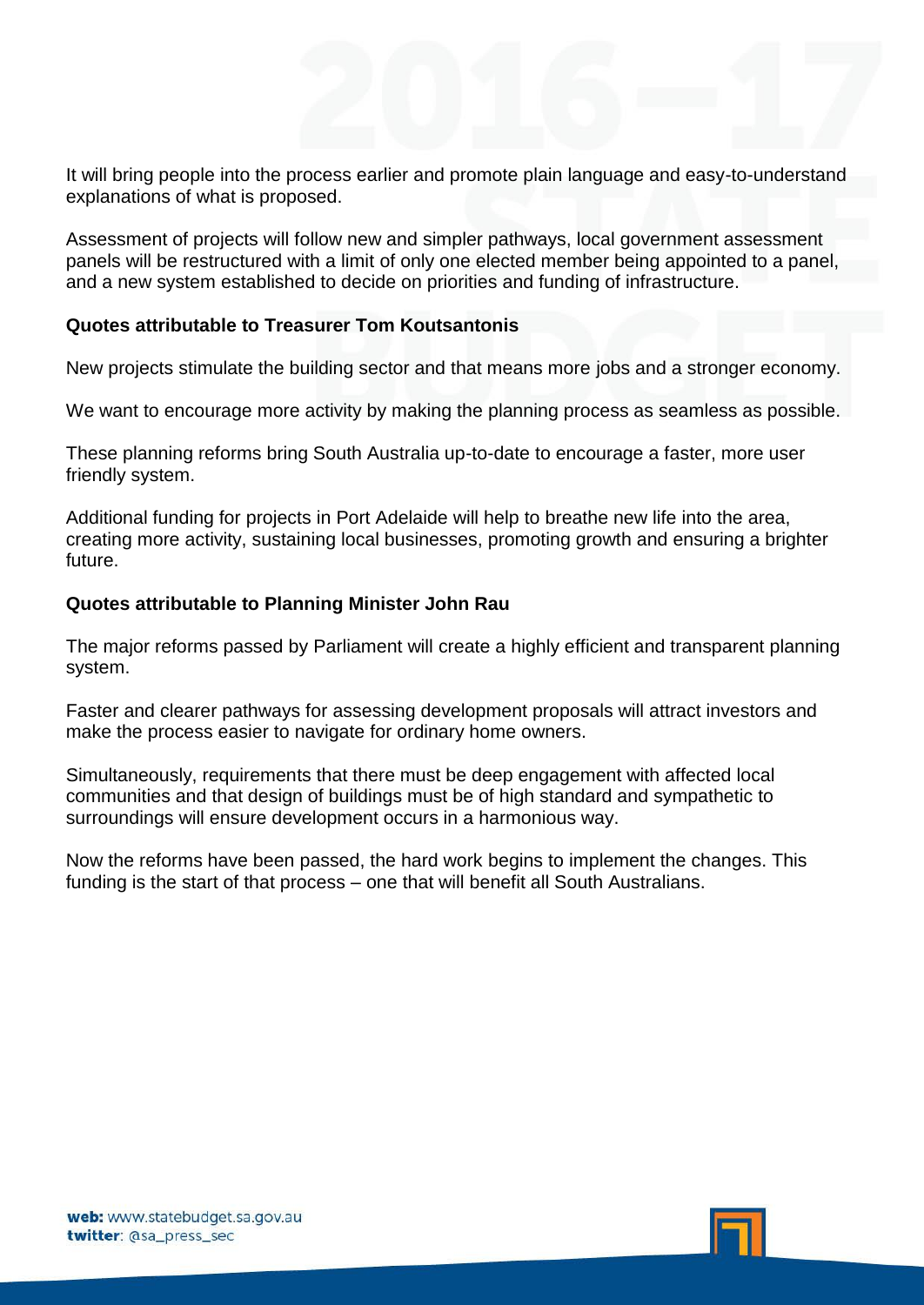It will bring people into the process earlier and promote plain language and easy-to-understand explanations of what is proposed.

Assessment of projects will follow new and simpler pathways, local government assessment panels will be restructured with a limit of only one elected member being appointed to a panel, and a new system established to decide on priorities and funding of infrastructure.

**Quotes attributable to Treasurer Tom Koutsantonis**

New projects stimulate the building sector and that means more jobs and a stronger economy.

We want to encourage more activity by making the planning process as seamless as possible.

These planning reforms bring South Australia up-to-date to encourage a faster, more user friendly system.

Additional funding for projects in Port Adelaide will help to breathe new life into the area, creating more activity, sustaining local businesses, promoting growth and ensuring a brighter future.

**Quotes attributable to Planning Minister John Rau**

The major reforms passed by Parliament will create a highly efficient and transparent planning system.

Faster and clearer pathways for assessing development proposals will attract investors and make the process easier to navigate for ordinary home owners.

Simultaneously, requirements that there must be deep engagement with affected local communities and that design of buildings must be of high standard and sympathetic to surroundings will ensure development occurs in a harmonious way.

Now the reforms have been passed, the hard work begins to implement the changes. This funding is the start of that process – one that will benefit all South Australians.

**web:** www.statebudget.sa.gov.au
**twitter**: @sa_press_sec